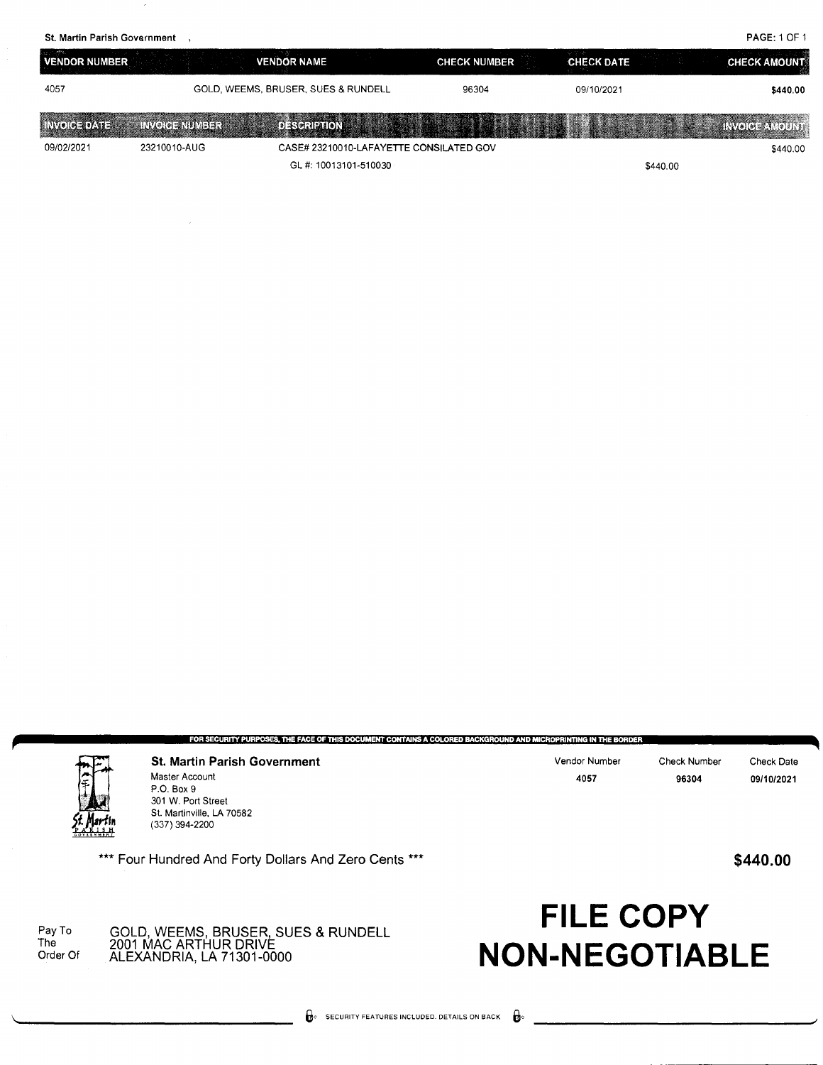St. Martin Parish Government

| VENDOR NUMBER | VENDOR NAME | CHECK NUMBER | CHECK DATE | CHECK AMOUNT |
|---|---|---|---|---|
| 4057 | GOLD, WEEMS, BRUSER, SUES & RUNDELL | 96304 | 09/10/2021 | **$440.00** |

| INVOICE DATE | INVOICE NUMBER | DESCRIPTION | | INVOICE AMOUNT |
|---|---|---|---|---|
| 09/02/2021 | 23210010-AUG | CASE# 23210010-LAFAYETTE CONSILATED GOV | | $440.00 |
| | | GL #: 10013101-510030 | $440.00 | |

FOR SECURITY PURPOSES, THE FACE OF THIS DOCUMENT CONTAINS A COLORED BACKGROUND AND MICROPRINTING IN THE BORDER

**St. Martin Parish Government**
Master Account
P.O. Box 9
301 W. Port Street
St. Martinville, LA 70582
(337) 394-2200

| Vendor Number | Check Number | Check Date |
|---|---|---|
| **4057** | **96304** | **09/10/2021** |

\*\*\* Four Hundred And Forty Dollars And Zero Cents \*\*\*

**$440.00**

Pay To The Order Of

GOLD, WEEMS, BRUSER, SUES & RUNDELL
2001 MAC ARTHUR DRIVE
ALEXANDRIA, LA 71301-0000

# FILE COPY NON-NEGOTIABLE

SECURITY FEATURES INCLUDED. DETAILS ON BACK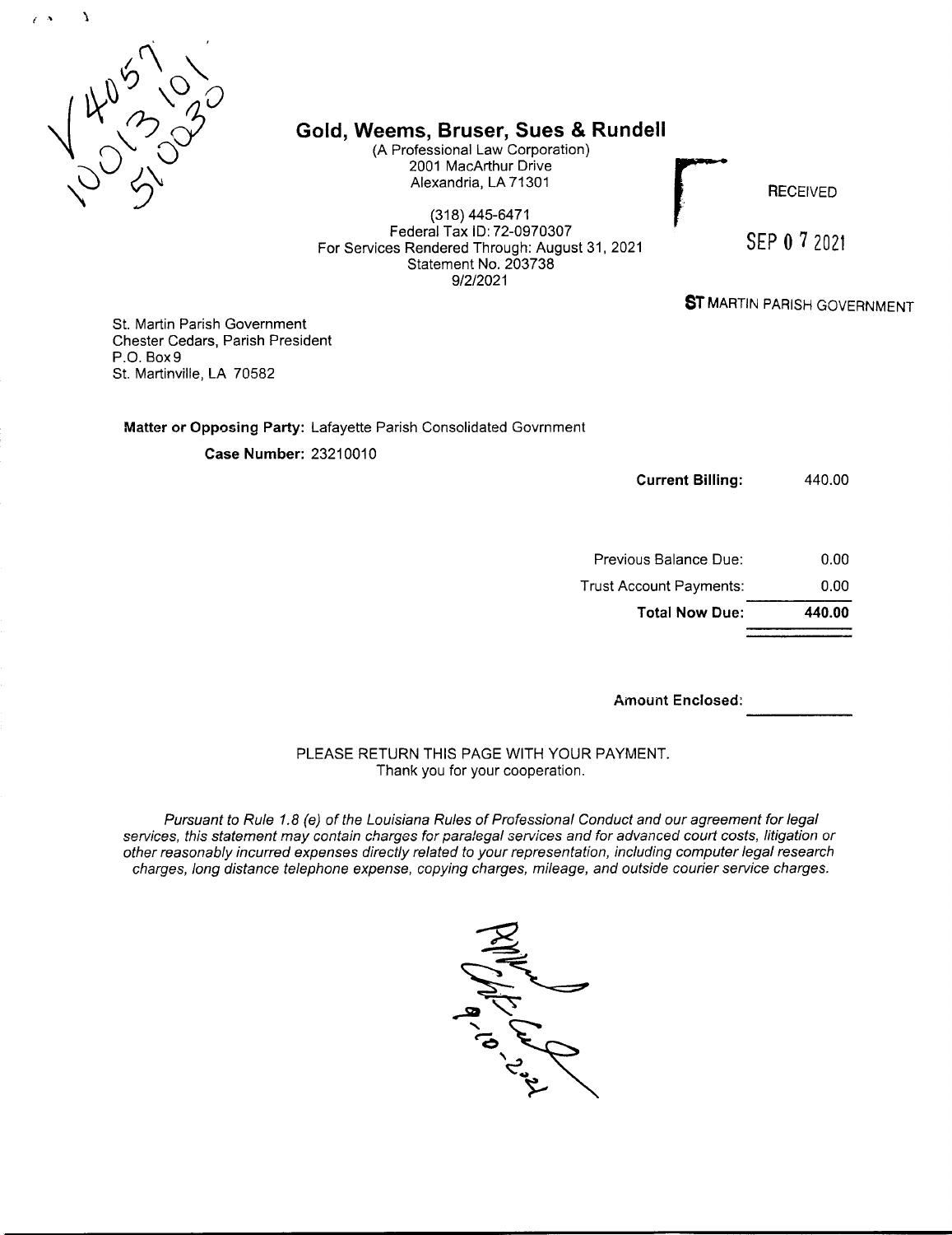V 4057
100131010
51003020

# Gold, Weems, Bruser, Sues & Rundell

(A Professional Law Corporation)
2001 MacArthur Drive
Alexandria, LA 71301

(318) 445-6471
Federal Tax ID: 72-0970307
For Services Rendered Through: August 31, 2021
Statement No. 203738
9/2/2021

RECEIVED

SEP 07 2021

ST MARTIN PARISH GOVERNMENT

St. Martin Parish Government
Chester Cedars, Parish President
P.O. Box 9
St. Martinville, LA 70582

**Matter or Opposing Party:** Lafayette Parish Consolidated Govrnment

**Case Number:** 23210010

| | |
|---|---|
| **Current Billing:** | 440.00 |
| Previous Balance Due: | 0.00 |
| Trust Account Payments: | 0.00 |
| **Total Now Due:** | **440.00** |

**Amount Enclosed:** ____________

PLEASE RETURN THIS PAGE WITH YOUR PAYMENT.
Thank you for your cooperation.

*Pursuant to Rule 1.8 (e) of the Louisiana Rules of Professional Conduct and our agreement for legal services, this statement may contain charges for paralegal services and for advanced court costs, litigation or other reasonably incurred expenses directly related to your representation, including computer legal research charges, long distance telephone expense, copying charges, mileage, and outside courier service charges.*

Pay
9-10-2021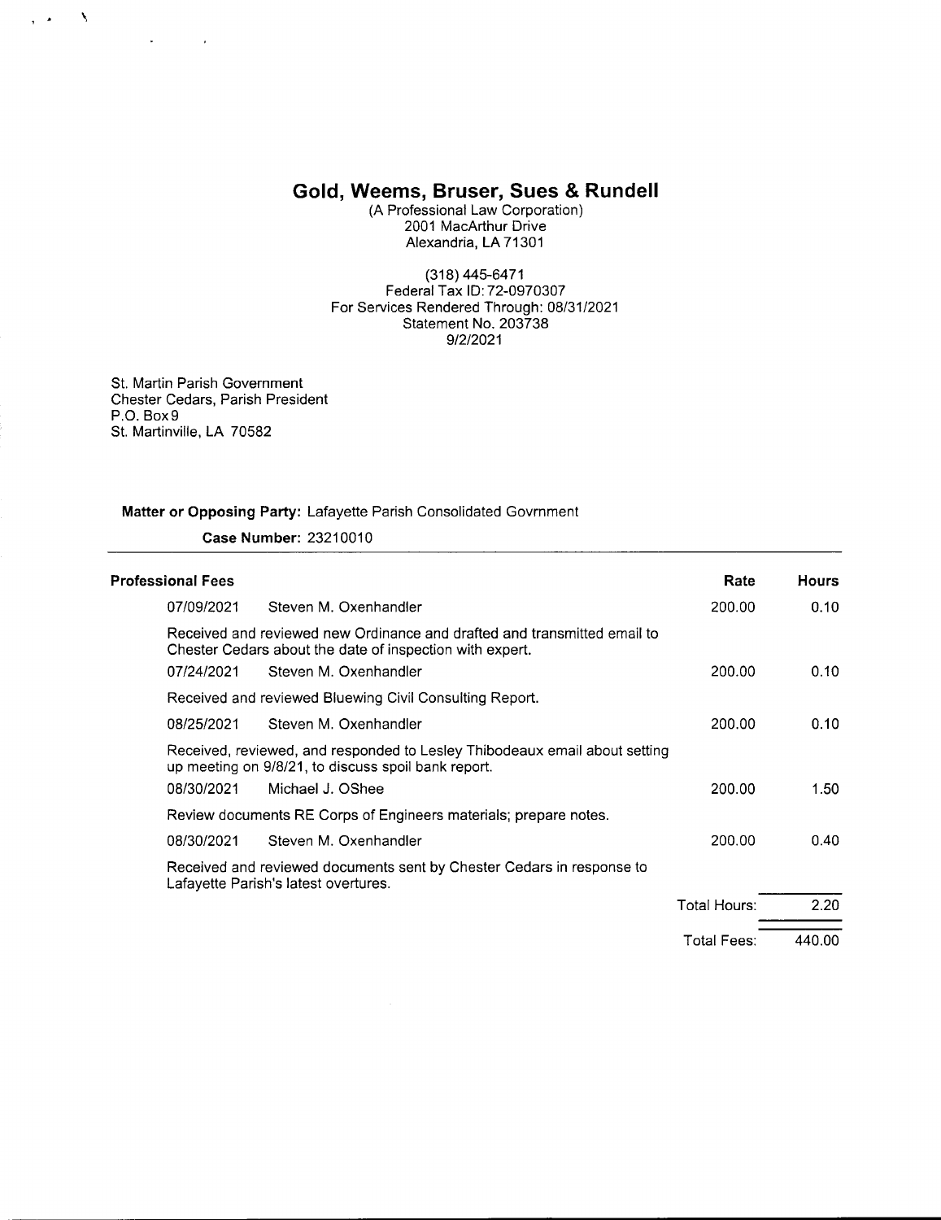# Gold, Weems, Bruser, Sues & Rundell

(A Professional Law Corporation)
2001 MacArthur Drive
Alexandria, LA 71301

(318) 445-6471
Federal Tax ID: 72-0970307
For Services Rendered Through: 08/31/2021
Statement No. 203738
9/2/2021

St. Martin Parish Government
Chester Cedars, Parish President
P.O. Box 9
St. Martinville, LA 70582

**Matter or Opposing Party:** Lafayette Parish Consolidated Govrnment

**Case Number:** 23210010

| Professional Fees | | Rate | Hours |
|---|---|---|---|
| 07/09/2021 | Steven M. Oxenhandler | 200.00 | 0.10 |
| | Received and reviewed new Ordinance and drafted and transmitted email to Chester Cedars about the date of inspection with expert. | | |
| 07/24/2021 | Steven M. Oxenhandler | 200.00 | 0.10 |
| | Received and reviewed Bluewing Civil Consulting Report. | | |
| 08/25/2021 | Steven M. Oxenhandler | 200.00 | 0.10 |
| | Received, reviewed, and responded to Lesley Thibodeaux email about setting up meeting on 9/8/21, to discuss spoil bank report. | | |
| 08/30/2021 | Michael J. OShee | 200.00 | 1.50 |
| | Review documents RE Corps of Engineers materials; prepare notes. | | |
| 08/30/2021 | Steven M. Oxenhandler | 200.00 | 0.40 |
| | Received and reviewed documents sent by Chester Cedars in response to Lafayette Parish's latest overtures. | | |
| | | Total Hours: | 2.20 |
| | | Total Fees: | 440.00 |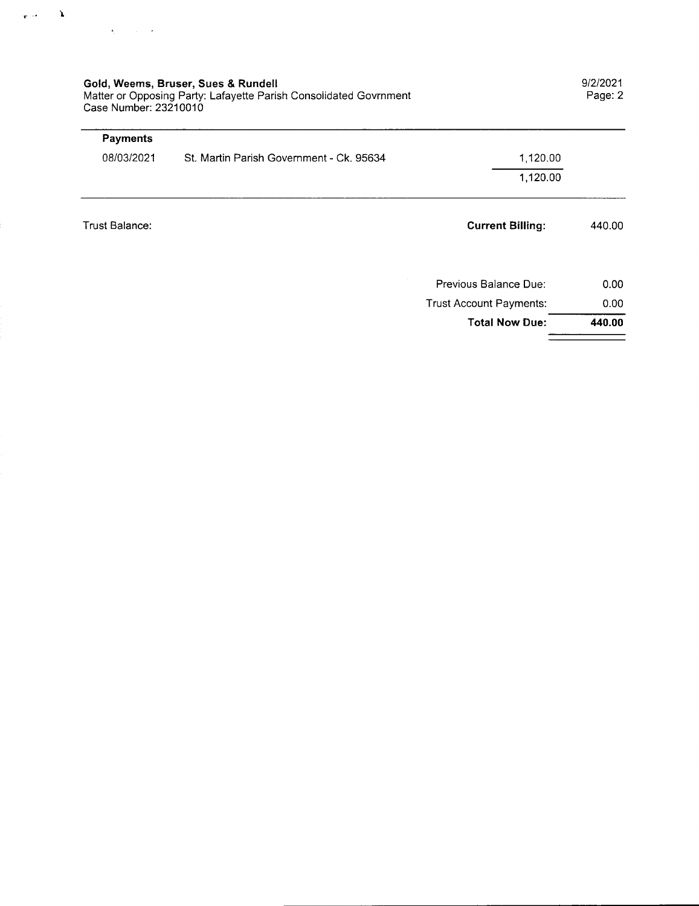**Gold, Weems, Bruser, Sues & Rundell**
Matter or Opposing Party: Lafayette Parish Consolidated Govrnment
Case Number: 23210010

9/2/2021

**Payments**

| | | |
|---|---|---|
| 08/03/2021 | St. Martin Parish Government - Ck. 95634 | 1,120.00 |
| | | 1,120.00 |

Trust Balance:

| | |
|---|---|
| **Current Billing:** | 440.00 |
| Previous Balance Due: | 0.00 |
| Trust Account Payments: | 0.00 |
| **Total Now Due:** | **440.00** |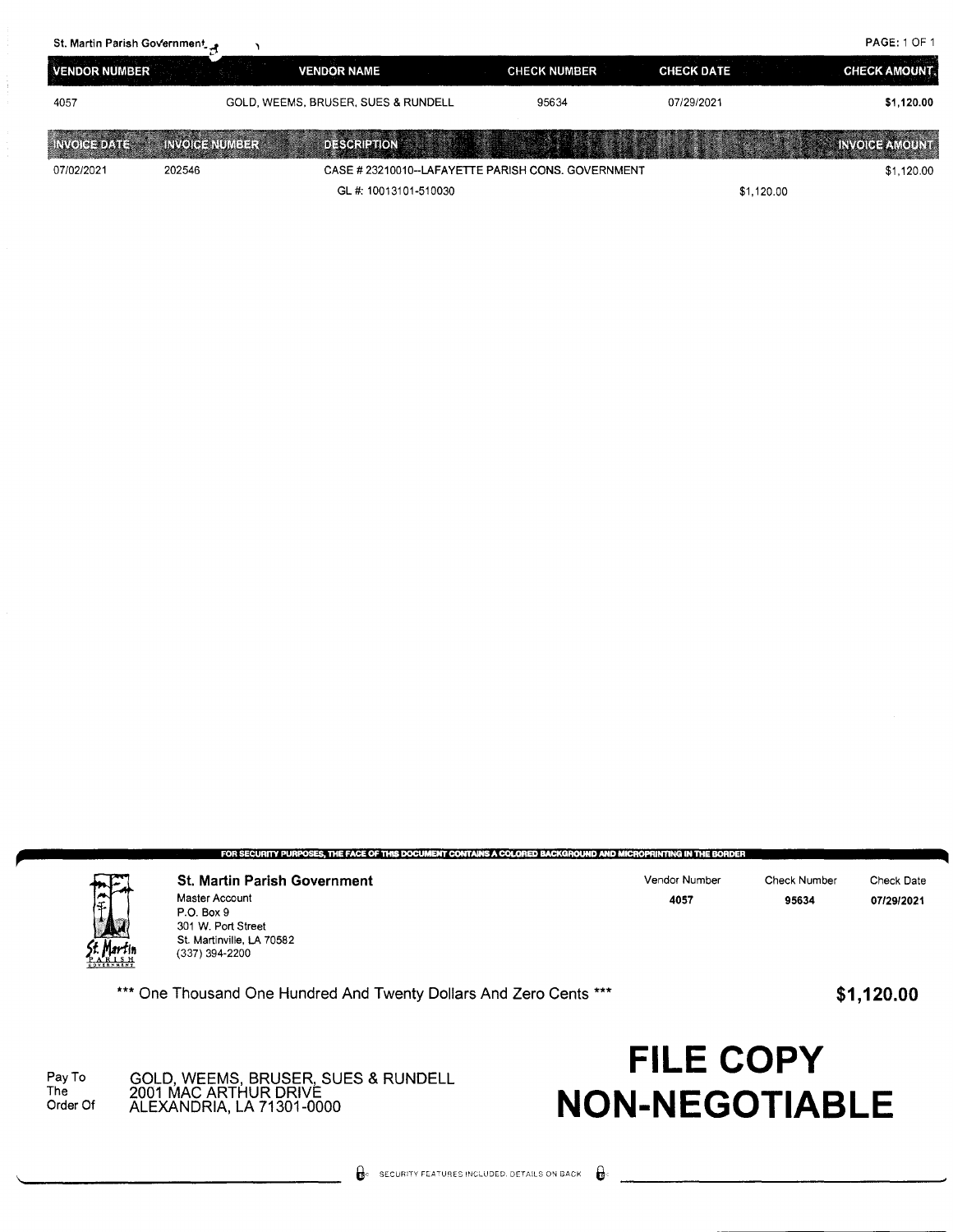St. Martin Parish Government

PAGE: 1 OF 1

| VENDOR NUMBER | VENDOR NAME | CHECK NUMBER | CHECK DATE | CHECK AMOUNT |
|---|---|---|---|---|
| 4057 | GOLD, WEEMS, BRUSER, SUES & RUNDELL | 95634 | 07/29/2021 | **$1,120.00** |

| INVOICE DATE | INVOICE NUMBER | DESCRIPTION | | INVOICE AMOUNT |
|---|---|---|---|---|
| 07/02/2021 | 202546 | CASE # 23210010--LAFAYETTE PARISH CONS. GOVERNMENT | | $1,120.00 |
| | | GL #: 10013101-510030 | $1,120.00 | |

FOR SECURITY PURPOSES, THE FACE OF THIS DOCUMENT CONTAINS A COLORED BACKGROUND AND MICROPRINTING IN THE BORDER

**St. Martin Parish Government**
Master Account
P.O. Box 9
301 W. Port Street
St. Martinville, LA 70582
(337) 394-2200

| Vendor Number | Check Number | Check Date |
|---|---|---|
| **4057** | **95634** | **07/29/2021** |

*** One Thousand One Hundred And Twenty Dollars And Zero Cents ***

**$1,120.00**

Pay To The Order Of

GOLD, WEEMS, BRUSER, SUES & RUNDELL
2001 MAC ARTHUR DRIVE
ALEXANDRIA, LA 71301-0000

# FILE COPY NON-NEGOTIABLE

SECURITY FEATURES INCLUDED. DETAILS ON BACK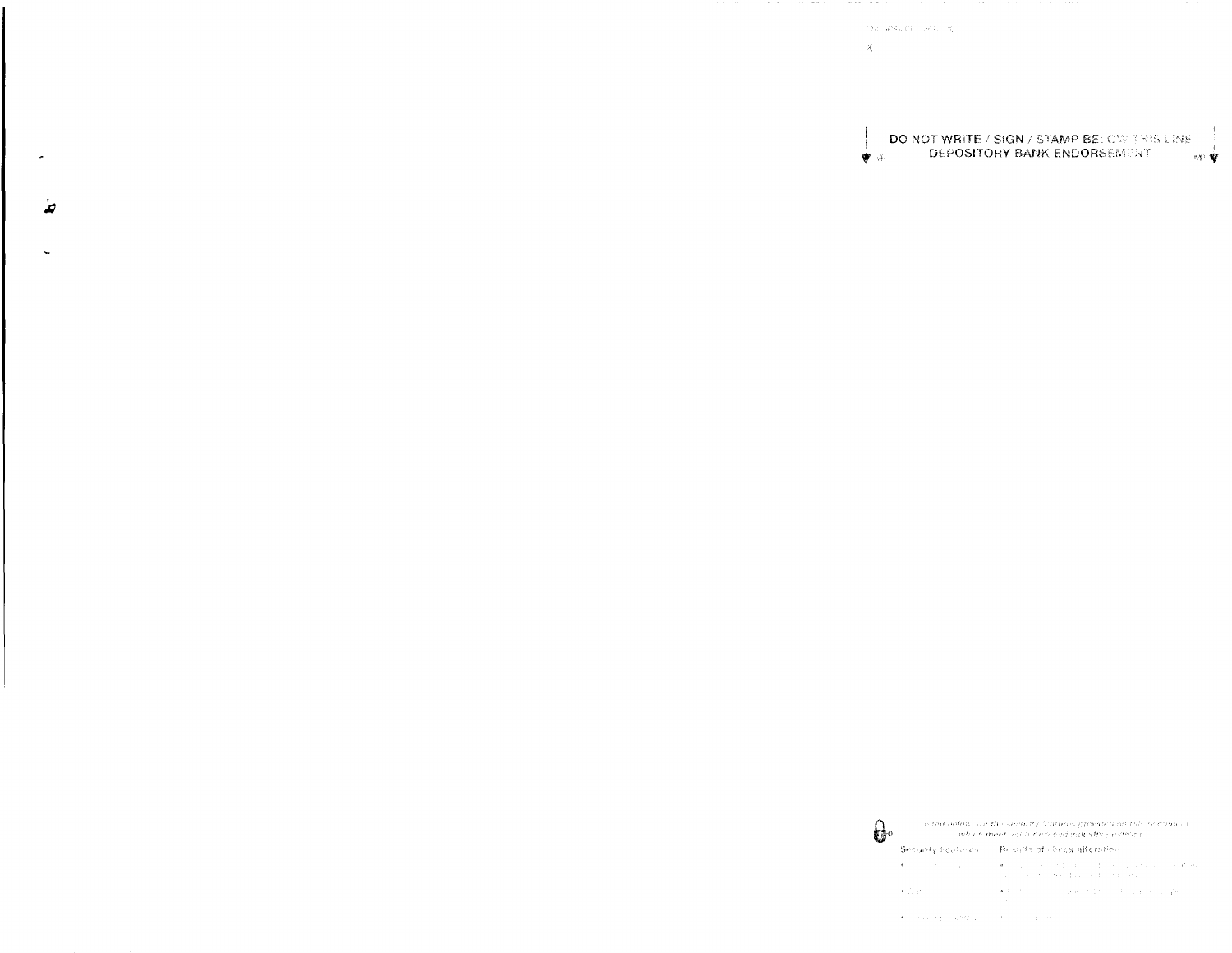X

DO NOT WRITE / SIGN / STAMP BELOW THIS LINE

DEPOSITORY BANK ENDORSEMENT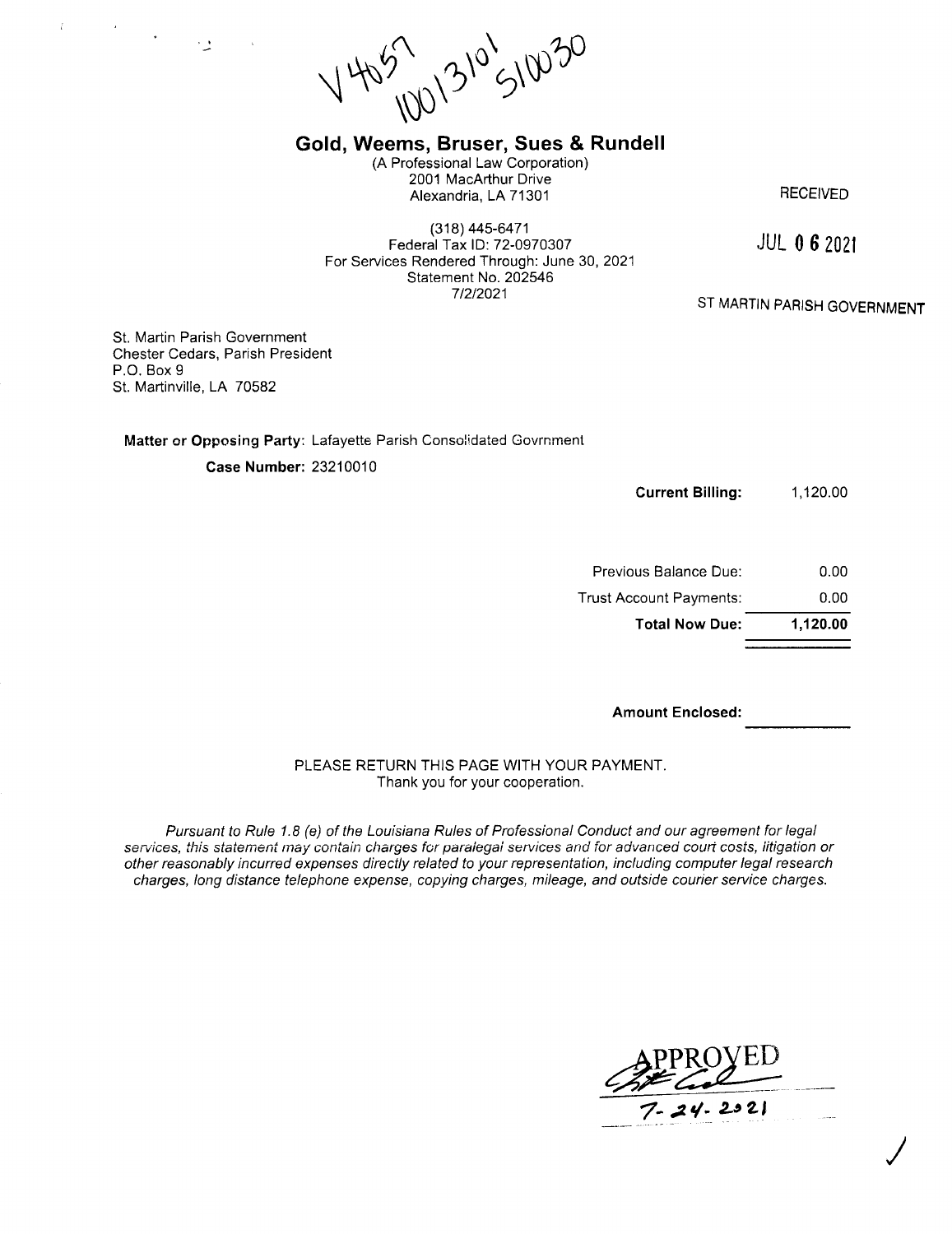V4057 10013101 510030

# Gold, Weems, Bruser, Sues & Rundell

(A Professional Law Corporation)
2001 MacArthur Drive
Alexandria, LA 71301

(318) 445-6471
Federal Tax ID: 72-0970307
For Services Rendered Through: June 30, 2021
Statement No. 202546
7/2/2021

RECEIVED

JUL 06 2021

ST MARTIN PARISH GOVERNMENT

St. Martin Parish Government
Chester Cedars, Parish President
P.O. Box 9
St. Martinville, LA 70582

**Matter or Opposing Party**: Lafayette Parish Consolidated Govrnment

**Case Number:** 23210010

| | |
|---|---|
| **Current Billing:** | 1,120.00 |
| Previous Balance Due: | 0.00 |
| Trust Account Payments: | 0.00 |
| **Total Now Due:** | **1,120.00** |

**Amount Enclosed:** ____________

PLEASE RETURN THIS PAGE WITH YOUR PAYMENT.
Thank you for your cooperation.

*Pursuant to Rule 1.8 (e) of the Louisiana Rules of Professional Conduct and our agreement for legal services, this statement may contain charges for paralegal services and for advanced court costs, litigation or other reasonably incurred expenses directly related to your representation, including computer legal research charges, long distance telephone expense, copying charges, mileage, and outside courier service charges.*

APPROVED
7-24-2021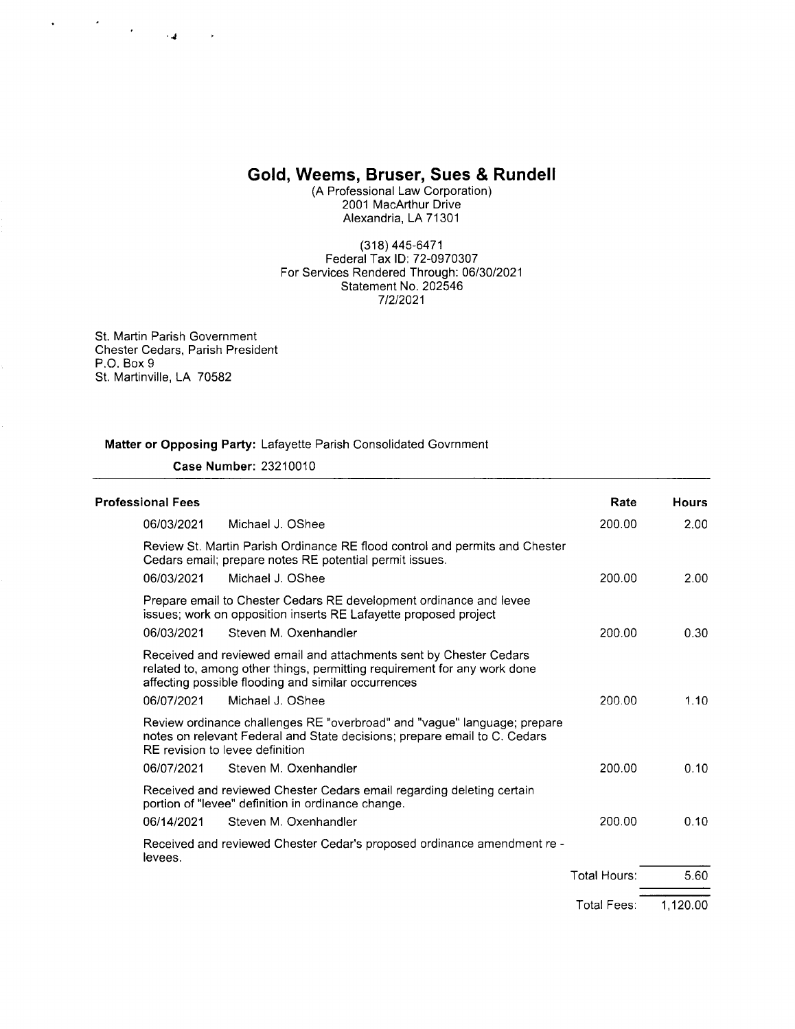# Gold, Weems, Bruser, Sues & Rundell

(A Professional Law Corporation)
2001 MacArthur Drive
Alexandria, LA 71301

(318) 445-6471
Federal Tax ID: 72-0970307
For Services Rendered Through: 06/30/2021
Statement No. 202546
7/2/2021

St. Martin Parish Government
Chester Cedars, Parish President
P.O. Box 9
St. Martinville, LA 70582

**Matter or Opposing Party:** Lafayette Parish Consolidated Govrnment

**Case Number:** 23210010

**Professional Fees**

| Date | Timekeeper / Description | Rate | Hours |
|---|---|---|---|
| 06/03/2021 | Michael J. OShee | 200.00 | 2.00 |
| | Review St. Martin Parish Ordinance RE flood control and permits and Chester Cedars email; prepare notes RE potential permit issues. | | |
| 06/03/2021 | Michael J. OShee | 200.00 | 2.00 |
| | Prepare email to Chester Cedars RE development ordinance and levee issues; work on opposition inserts RE Lafayette proposed project | | |
| 06/03/2021 | Steven M. Oxenhandler | 200.00 | 0.30 |
| | Received and reviewed email and attachments sent by Chester Cedars related to, among other things, permitting requirement for any work done affecting possible flooding and similar occurrences | | |
| 06/07/2021 | Michael J. OShee | 200.00 | 1.10 |
| | Review ordinance challenges RE "overbroad" and "vague" language; prepare notes on relevant Federal and State decisions; prepare email to C. Cedars RE revision to levee definition | | |
| 06/07/2021 | Steven M. Oxenhandler | 200.00 | 0.10 |
| | Received and reviewed Chester Cedars email regarding deleting certain portion of "levee" definition in ordinance change. | | |
| 06/14/2021 | Steven M. Oxenhandler | 200.00 | 0.10 |
| | Received and reviewed Chester Cedar's proposed ordinance amendment re - levees. | | |
| | | Total Hours: | 5.60 |
| | | Total Fees: | 1,120.00 |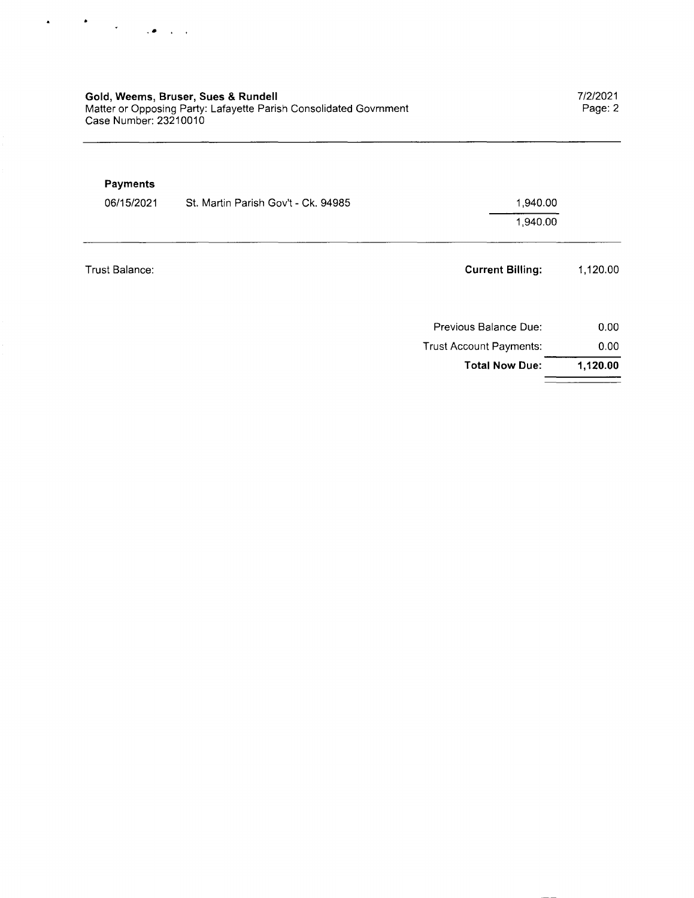**Gold, Weems, Bruser, Sues & Rundell**
Matter or Opposing Party: Lafayette Parish Consolidated Govrnment
Case Number: 23210010

7/2/2021

**Payments**

| | | |
|---|---|---|
| 06/15/2021 | St. Martin Parish Gov't - Ck. 94985 | 1,940.00 |
| | | 1,940.00 |

| | | |
|---|---|---|
| Trust Balance: | **Current Billing:** | 1,120.00 |
| | Previous Balance Due: | 0.00 |
| | Trust Account Payments: | 0.00 |
| | **Total Now Due:** | **1,120.00** |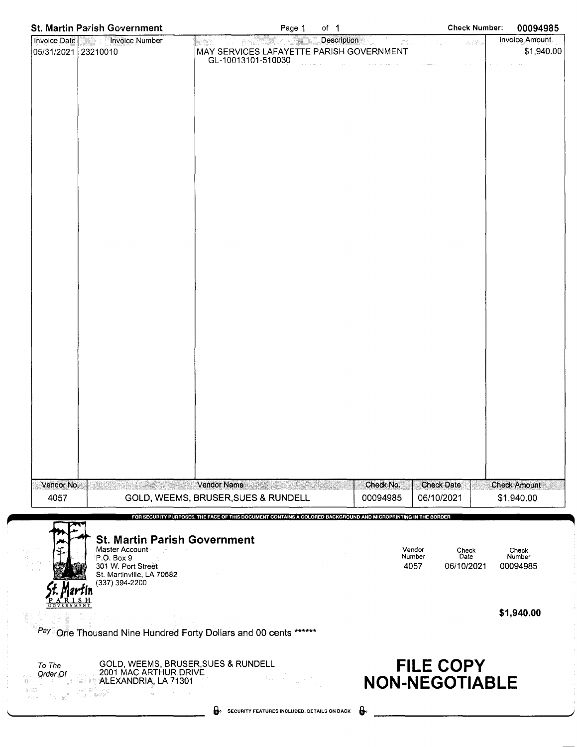**St. Martin Parish Government** | Page 1 of 1 | **Check Number: 00094985**

| Invoice Date | Invoice Number | Description | Invoice Amount |
|---|---|---|---|
| 05/31/2021 | 23210010 | MAY SERVICES LAFAYETTE PARISH GOVERNMENT GL-10013101-510030 | $1,940.00 |

| Vendor No. | Vendor Name | Check No. | Check Date | Check Amount |
|---|---|---|---|---|
| 4057 | GOLD, WEEMS, BRUSER,SUES & RUNDELL | 00094985 | 06/10/2021 | $1,940.00 |

FOR SECURITY PURPOSES, THE FACE OF THIS DOCUMENT CONTAINS A COLORED BACKGROUND AND MICROPRINTING IN THE BORDER

**St. Martin Parish Government**
Master Account
P.O. Box 9
301 W. Port Street
St. Martinville, LA 70582
(337) 394-2200

St. Martin PARISH GOVERNMENT

| Vendor Number | Check Date | Check Number |
|---|---|---|
| 4057 | 06/10/2021 | 00094985 |

**$1,940.00**

Pay One Thousand Nine Hundred Forty Dollars and 00 cents ******

To The Order Of
GOLD, WEEMS, BRUSER,SUES & RUNDELL
2001 MAC ARTHUR DRIVE
ALEXANDRIA, LA 71301

**FILE COPY**
**NON-NEGOTIABLE**

SECURITY FEATURES INCLUDED. DETAILS ON BACK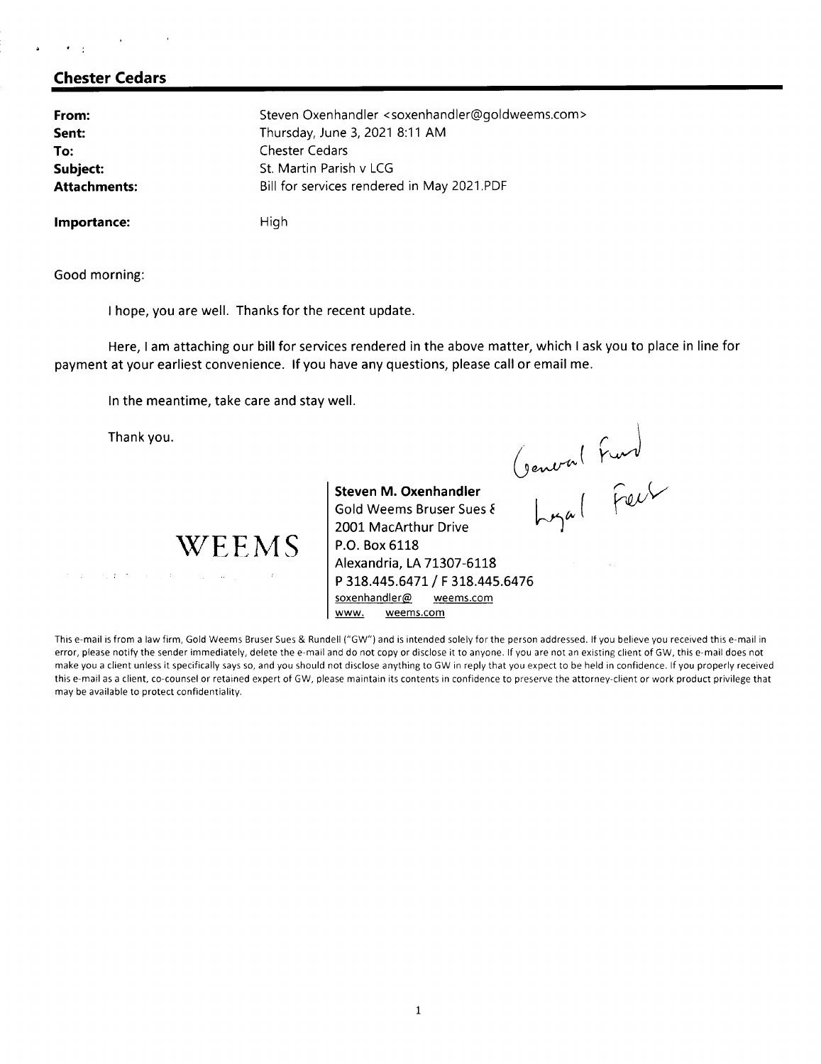**Chester Cedars**

| | |
|---|---|
| **From:** | Steven Oxenhandler <soxenhandler@goldweems.com> |
| **Sent:** | Thursday, June 3, 2021 8:11 AM |
| **To:** | Chester Cedars |
| **Subject:** | St. Martin Parish v LCG |
| **Attachments:** | Bill for services rendered in May 2021.PDF |
| **Importance:** | High |

Good morning:

I hope, you are well. Thanks for the recent update.

Here, I am attaching our bill for services rendered in the above matter, which I ask you to place in line for payment at your earliest convenience. If you have any questions, please call or email me.

In the meantime, take care and stay well.

Thank you.

General Fund
Legal Fees

WEEMS

**Steven M. Oxenhandler**
Gold Weems Bruser Sues &
2001 MacArthur Drive
P.O. Box 6118
Alexandria, LA 71307-6118
P 318.445.6471 / F 318.445.6476
soxenhandler@ weems.com
www. weems.com

This e-mail is from a law firm, Gold Weems Bruser Sues & Rundell ("GW") and is intended solely for the person addressed. If you believe you received this e-mail in error, please notify the sender immediately, delete the e-mail and do not copy or disclose it to anyone. If you are not an existing client of GW, this e-mail does not make you a client unless it specifically says so, and you should not disclose anything to GW in reply that you expect to be held in confidence. If you properly received this e-mail as a client, co-counsel or retained expert of GW, please maintain its contents in confidence to preserve the attorney-client or work product privilege that may be available to protect confidentiality.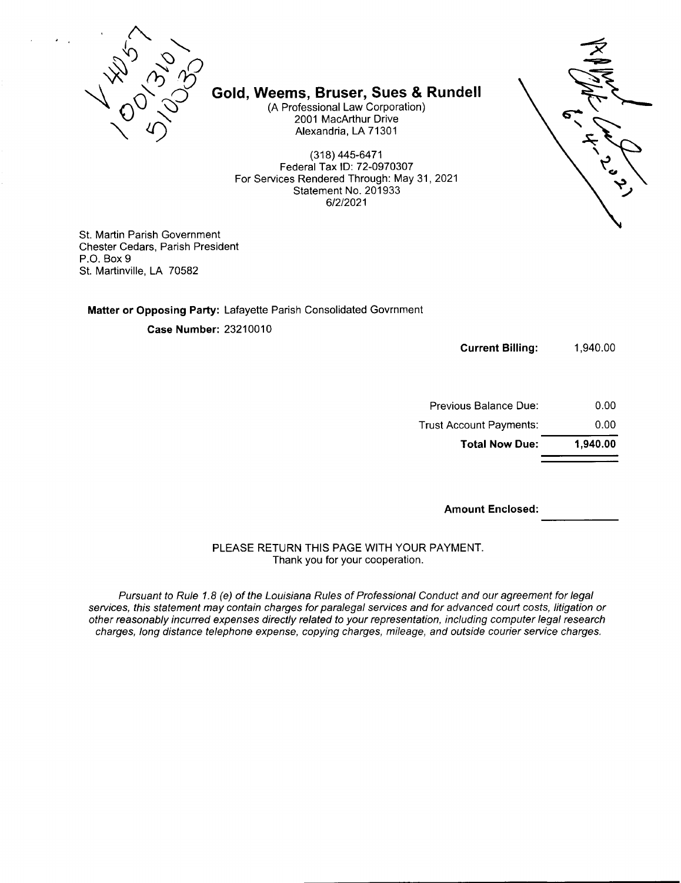V 4057
1001310
510030

## Gold, Weems, Bruser, Sues & Rundell

(A Professional Law Corporation)
2001 MacArthur Drive
Alexandria, LA 71301

(318) 445-6471
Federal Tax ID: 72-0970307
For Services Rendered Through: May 31, 2021
Statement No. 201933
6/2/2021

St. Martin Parish Government
Chester Cedars, Parish President
P.O. Box 9
St. Martinville, LA 70582

**Matter or Opposing Party:** Lafayette Parish Consolidated Govrnment

**Case Number:** 23210010

| | |
|---|---|
| **Current Billing:** | 1,940.00 |
| Previous Balance Due: | 0.00 |
| Trust Account Payments: | 0.00 |
| **Total Now Due:** | **1,940.00** |

**Amount Enclosed:** ____________

PLEASE RETURN THIS PAGE WITH YOUR PAYMENT.
Thank you for your cooperation.

*Pursuant to Rule 1.8 (e) of the Louisiana Rules of Professional Conduct and our agreement for legal services, this statement may contain charges for paralegal services and for advanced court costs, litigation or other reasonably incurred expenses directly related to your representation, including computer legal research charges, long distance telephone expense, copying charges, mileage, and outside courier service charges.*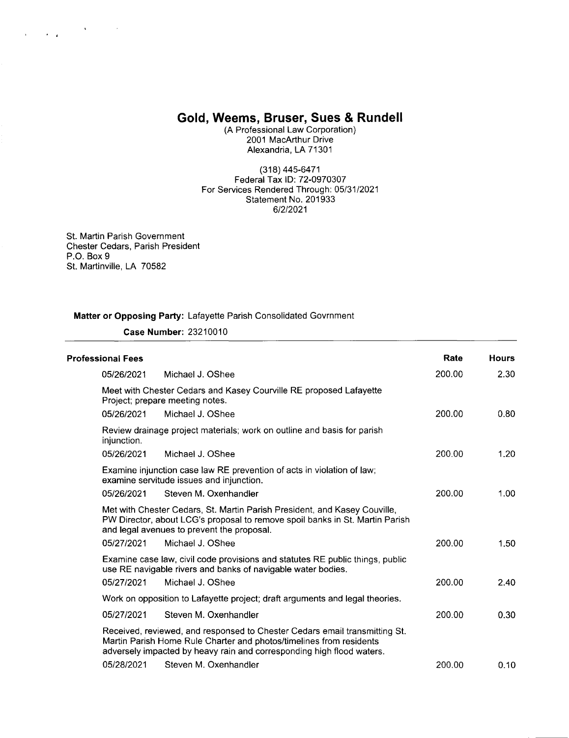# Gold, Weems, Bruser, Sues & Rundell

(A Professional Law Corporation)
2001 MacArthur Drive
Alexandria, LA 71301

(318) 445-6471
Federal Tax ID: 72-0970307
For Services Rendered Through: 05/31/2021
Statement No. 201933
6/2/2021

St. Martin Parish Government
Chester Cedars, Parish President
P.O. Box 9
St. Martinville, LA 70582

**Matter or Opposing Party:** Lafayette Parish Consolidated Govrnment

**Case Number:** 23210010

| **Professional Fees** | | **Rate** | **Hours** |
|---|---|---|---|
| 05/26/2021 | Michael J. OShee | 200.00 | 2.30 |
| | Meet with Chester Cedars and Kasey Courville RE proposed Lafayette Project; prepare meeting notes. | | |
| 05/26/2021 | Michael J. OShee | 200.00 | 0.80 |
| | Review drainage project materials; work on outline and basis for parish injunction. | | |
| 05/26/2021 | Michael J. OShee | 200.00 | 1.20 |
| | Examine injunction case law RE prevention of acts in violation of law; examine servitude issues and injunction. | | |
| 05/26/2021 | Steven M. Oxenhandler | 200.00 | 1.00 |
| | Met with Chester Cedars, St. Martin Parish President, and Kasey Couville, PW Director, about LCG's proposal to remove spoil banks in St. Martin Parish and legal avenues to prevent the proposal. | | |
| 05/27/2021 | Michael J. OShee | 200.00 | 1.50 |
| | Examine case law, civil code provisions and statutes RE public things, public use RE navigable rivers and banks of navigable water bodies. | | |
| 05/27/2021 | Michael J. OShee | 200.00 | 2.40 |
| | Work on opposition to Lafayette project; draft arguments and legal theories. | | |
| 05/27/2021 | Steven M. Oxenhandler | 200.00 | 0.30 |
| | Received, reviewed, and responsed to Chester Cedars email transmitting St. Martin Parish Home Rule Charter and photos/timelines from residents adversely impacted by heavy rain and corresponding high flood waters. | | |
| 05/28/2021 | Steven M. Oxenhandler | 200.00 | 0.10 |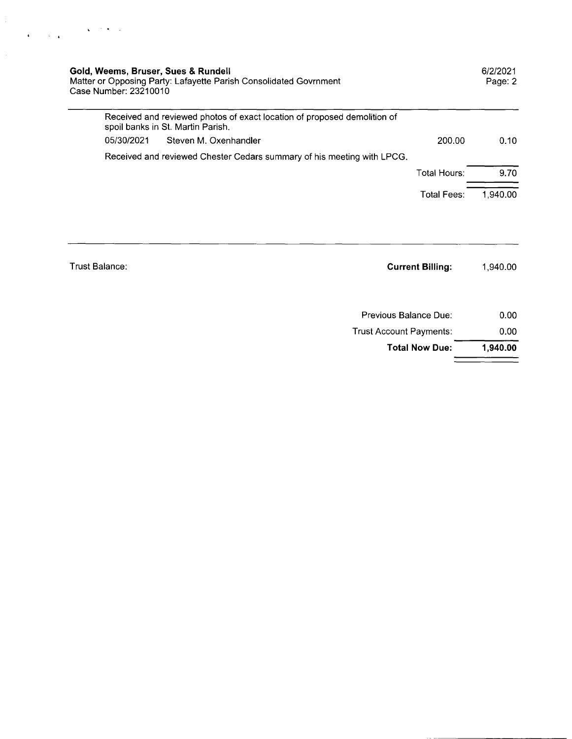Received and reviewed photos of exact location of proposed demolition of spoil banks in St. Martin Parish.

| | | | |
|---|---|---|---|
| 05/30/2021 | Steven M. Oxenhandler | 200.00 | 0.10 |

Received and reviewed Chester Cedars summary of his meeting with LPCG.

| | |
|---|---|
| Total Hours: | 9.70 |
| Total Fees: | 1,940.00 |

Trust Balance:

| | |
|---|---|
| **Current Billing:** | 1,940.00 |
| Previous Balance Due: | 0.00 |
| Trust Account Payments: | 0.00 |
| **Total Now Due:** | **1,940.00** |